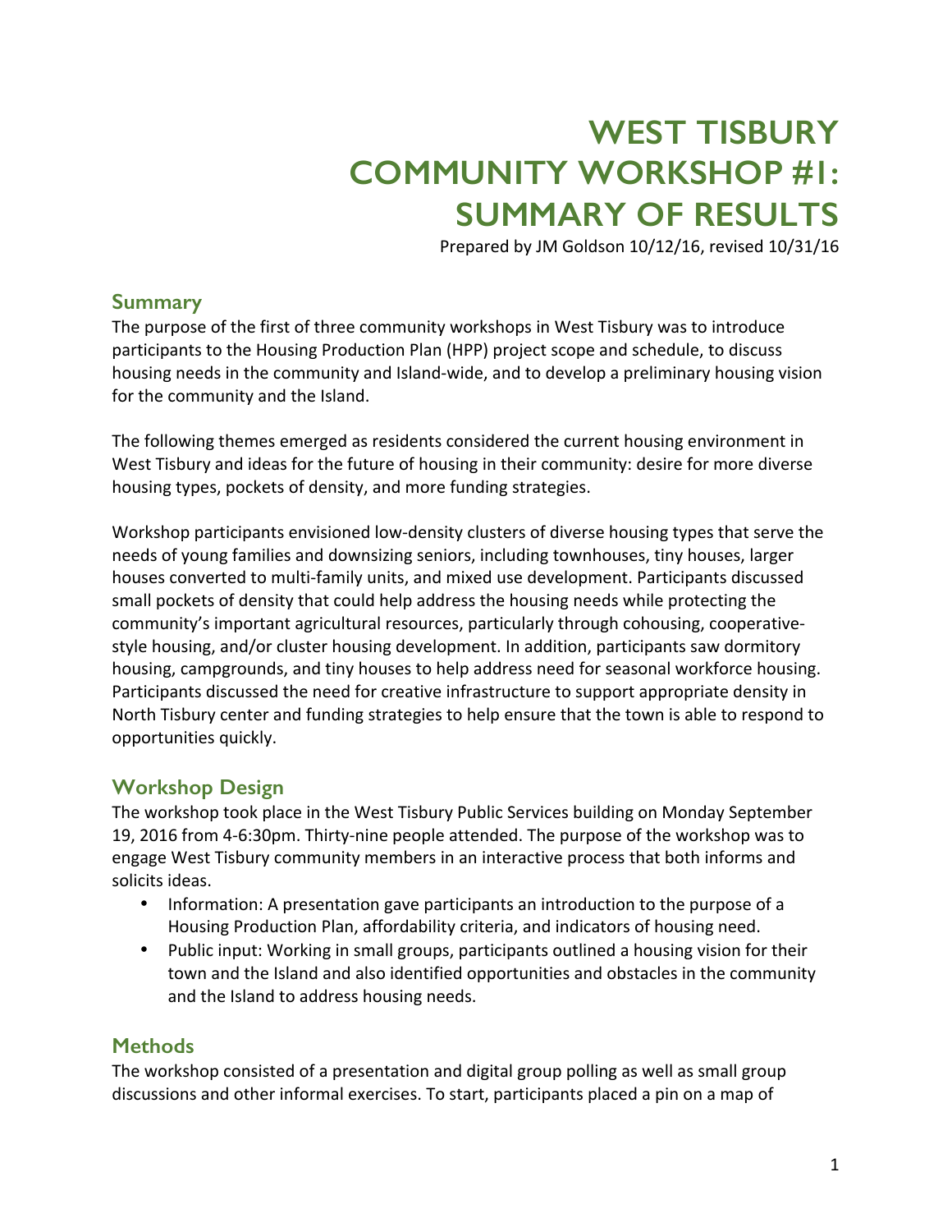# WEST TISBURY COMMUNITY WORKSHOP #1: SUMMARY OF RESULTS

Prepared by JM Goldson 10/12/16, revised 10/31/16

## Summary

The purpose of the first of three community workshops in West Tisbury was to introduce participants to the Housing Production Plan (HPP) project scope and schedule, to discuss housing needs in the community and Island-wide, and to develop a preliminary housing vision for the community and the Island.

The following themes emerged as residents considered the current housing environment in West Tisbury and ideas for the future of housing in their community: desire for more diverse housing types, pockets of density, and more funding strategies.

Workshop participants envisioned low-density clusters of diverse housing types that serve the needs of young families and downsizing seniors, including townhouses, tiny houses, larger houses converted to multi-family units, and mixed use development. Participants discussed small pockets of density that could help address the housing needs while protecting the community's important agricultural resources, particularly through cohousing, cooperative-style housing, and/or cluster housing development. In addition, participants saw dormitory housing, campgrounds, and tiny houses to help address need for seasonal workforce housing. Participants discussed the need for creative infrastructure to support appropriate density in North Tisbury center and funding strategies to help ensure that the town is able to respond to opportunities quickly.

## Workshop Design

The workshop took place in the West Tisbury Public Services building on Monday September 19, 2016 from 4-6:30pm. Thirty-nine people attended. The purpose of the workshop was to engage West Tisbury community members in an interactive process that both informs and solicits ideas.

- Information: A presentation gave participants an introduction to the purpose of a Housing Production Plan, affordability criteria, and indicators of housing need.
- Public input: Working in small groups, participants outlined a housing vision for their town and the Island and also identified opportunities and obstacles in the community and the Island to address housing needs.

## Methods

The workshop consisted of a presentation and digital group polling as well as small group discussions and other informal exercises. To start, participants placed a pin on a map of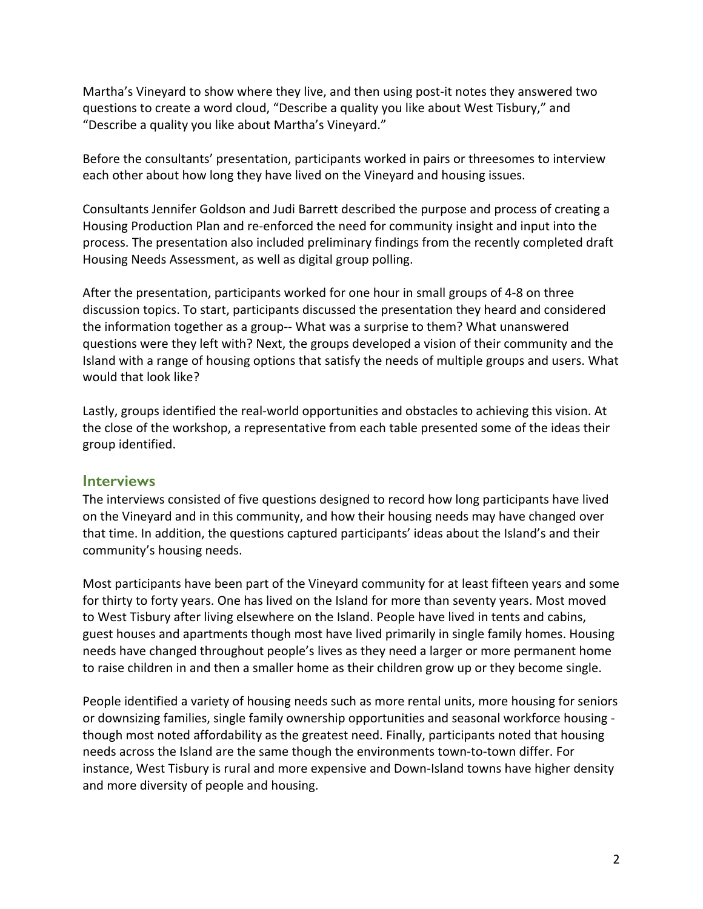Martha's Vineyard to show where they live, and then using post-it notes they answered two questions to create a word cloud, "Describe a quality you like about West Tisbury," and "Describe a quality you like about Martha's Vineyard."

Before the consultants' presentation, participants worked in pairs or threesomes to interview each other about how long they have lived on the Vineyard and housing issues.

Consultants Jennifer Goldson and Judi Barrett described the purpose and process of creating a Housing Production Plan and re-enforced the need for community insight and input into the process. The presentation also included preliminary findings from the recently completed draft Housing Needs Assessment, as well as digital group polling.

After the presentation, participants worked for one hour in small groups of 4-8 on three discussion topics. To start, participants discussed the presentation they heard and considered the information together as a group-- What was a surprise to them? What unanswered questions were they left with? Next, the groups developed a vision of their community and the Island with a range of housing options that satisfy the needs of multiple groups and users. What would that look like?

Lastly, groups identified the real-world opportunities and obstacles to achieving this vision. At the close of the workshop, a representative from each table presented some of the ideas their group identified.

## Interviews

The interviews consisted of five questions designed to record how long participants have lived on the Vineyard and in this community, and how their housing needs may have changed over that time. In addition, the questions captured participants' ideas about the Island's and their community's housing needs.

Most participants have been part of the Vineyard community for at least fifteen years and some for thirty to forty years. One has lived on the Island for more than seventy years. Most moved to West Tisbury after living elsewhere on the Island. People have lived in tents and cabins, guest houses and apartments though most have lived primarily in single family homes. Housing needs have changed throughout people's lives as they need a larger or more permanent home to raise children in and then a smaller home as their children grow up or they become single.

People identified a variety of housing needs such as more rental units, more housing for seniors or downsizing families, single family ownership opportunities and seasonal workforce housing - though most noted affordability as the greatest need. Finally, participants noted that housing needs across the Island are the same though the environments town-to-town differ. For instance, West Tisbury is rural and more expensive and Down-Island towns have higher density and more diversity of people and housing.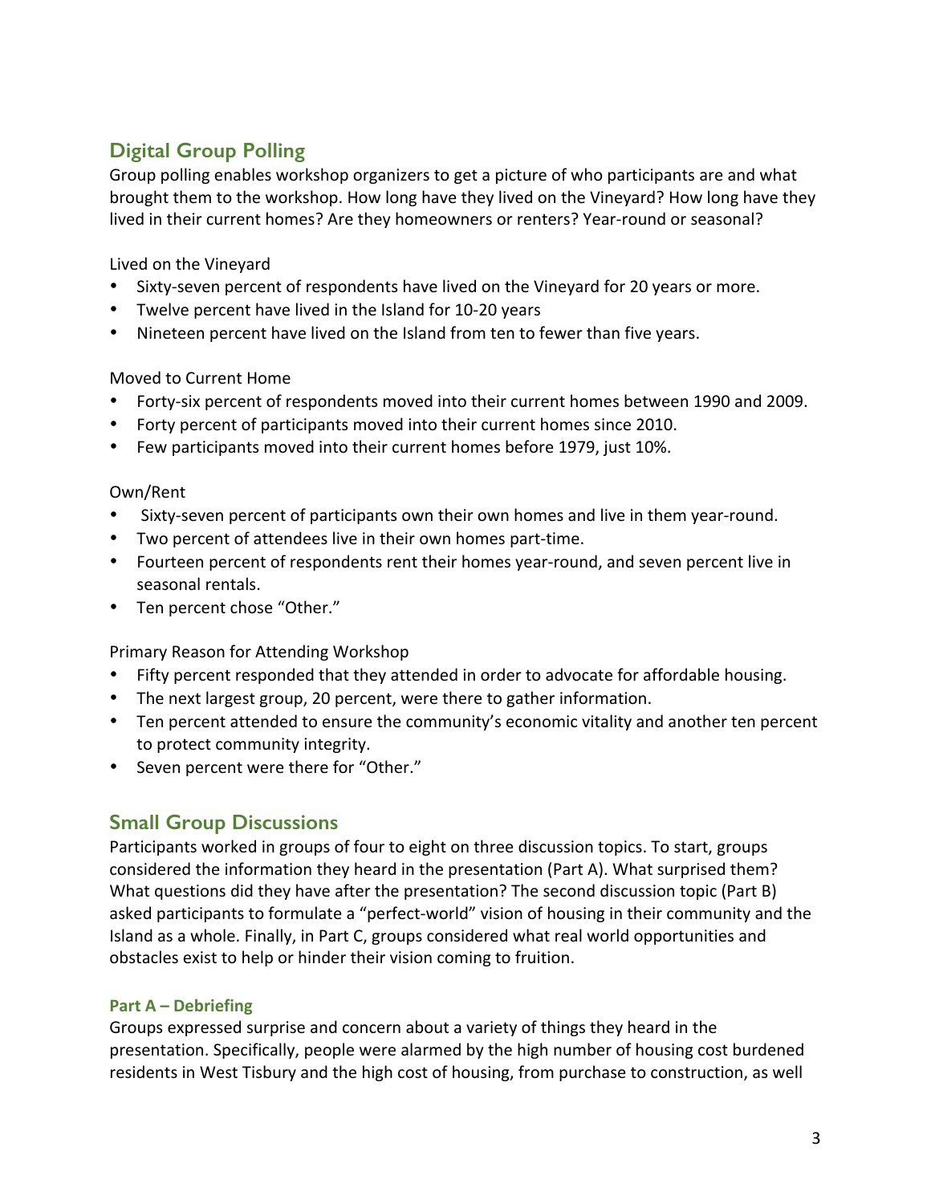## Digital Group Polling

Group polling enables workshop organizers to get a picture of who participants are and what brought them to the workshop. How long have they lived on the Vineyard? How long have they lived in their current homes? Are they homeowners or renters? Year-round or seasonal?

Lived on the Vineyard

- Sixty-seven percent of respondents have lived on the Vineyard for 20 years or more.
- Twelve percent have lived in the Island for 10-20 years
- Nineteen percent have lived on the Island from ten to fewer than five years.

Moved to Current Home

- Forty-six percent of respondents moved into their current homes between 1990 and 2009.
- Forty percent of participants moved into their current homes since 2010.
- Few participants moved into their current homes before 1979, just 10%.

Own/Rent

- Sixty-seven percent of participants own their own homes and live in them year-round.
- Two percent of attendees live in their own homes part-time.
- Fourteen percent of respondents rent their homes year-round, and seven percent live in seasonal rentals.
- Ten percent chose "Other."

Primary Reason for Attending Workshop

- Fifty percent responded that they attended in order to advocate for affordable housing.
- The next largest group, 20 percent, were there to gather information.
- Ten percent attended to ensure the community's economic vitality and another ten percent to protect community integrity.
- Seven percent were there for "Other."

## Small Group Discussions

Participants worked in groups of four to eight on three discussion topics. To start, groups considered the information they heard in the presentation (Part A). What surprised them? What questions did they have after the presentation? The second discussion topic (Part B) asked participants to formulate a "perfect-world" vision of housing in their community and the Island as a whole. Finally, in Part C, groups considered what real world opportunities and obstacles exist to help or hinder their vision coming to fruition.

### Part A – Debriefing

Groups expressed surprise and concern about a variety of things they heard in the presentation. Specifically, people were alarmed by the high number of housing cost burdened residents in West Tisbury and the high cost of housing, from purchase to construction, as well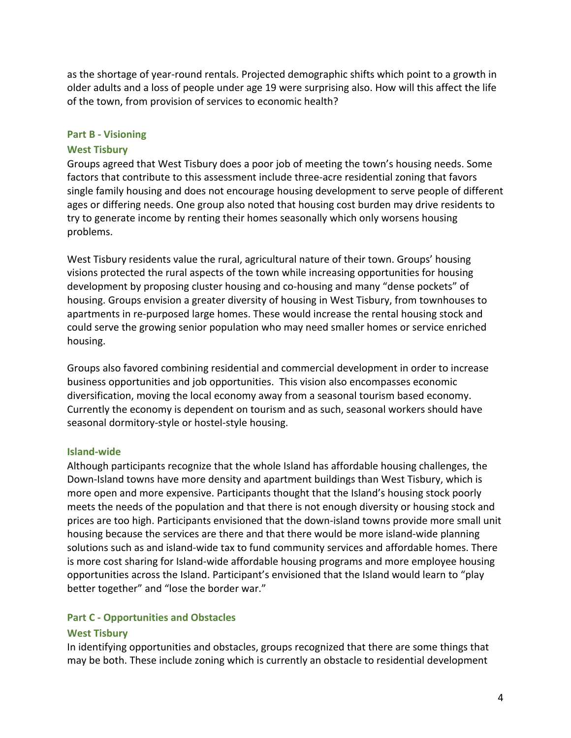as the shortage of year-round rentals. Projected demographic shifts which point to a growth in older adults and a loss of people under age 19 were surprising also. How will this affect the life of the town, from provision of services to economic health?

### Part B - Visioning

#### West Tisbury

Groups agreed that West Tisbury does a poor job of meeting the town's housing needs. Some factors that contribute to this assessment include three-acre residential zoning that favors single family housing and does not encourage housing development to serve people of different ages or differing needs. One group also noted that housing cost burden may drive residents to try to generate income by renting their homes seasonally which only worsens housing problems.

West Tisbury residents value the rural, agricultural nature of their town. Groups' housing visions protected the rural aspects of the town while increasing opportunities for housing development by proposing cluster housing and co-housing and many "dense pockets" of housing. Groups envision a greater diversity of housing in West Tisbury, from townhouses to apartments in re-purposed large homes. These would increase the rental housing stock and could serve the growing senior population who may need smaller homes or service enriched housing.

Groups also favored combining residential and commercial development in order to increase business opportunities and job opportunities. This vision also encompasses economic diversification, moving the local economy away from a seasonal tourism based economy. Currently the economy is dependent on tourism and as such, seasonal workers should have seasonal dormitory-style or hostel-style housing.

#### Island-wide

Although participants recognize that the whole Island has affordable housing challenges, the Down-Island towns have more density and apartment buildings than West Tisbury, which is more open and more expensive. Participants thought that the Island's housing stock poorly meets the needs of the population and that there is not enough diversity or housing stock and prices are too high. Participants envisioned that the down-island towns provide more small unit housing because the services are there and that there would be more island-wide planning solutions such as and island-wide tax to fund community services and affordable homes. There is more cost sharing for Island-wide affordable housing programs and more employee housing opportunities across the Island. Participant's envisioned that the Island would learn to "play better together" and "lose the border war."

### Part C - Opportunities and Obstacles

#### West Tisbury

In identifying opportunities and obstacles, groups recognized that there are some things that may be both. These include zoning which is currently an obstacle to residential development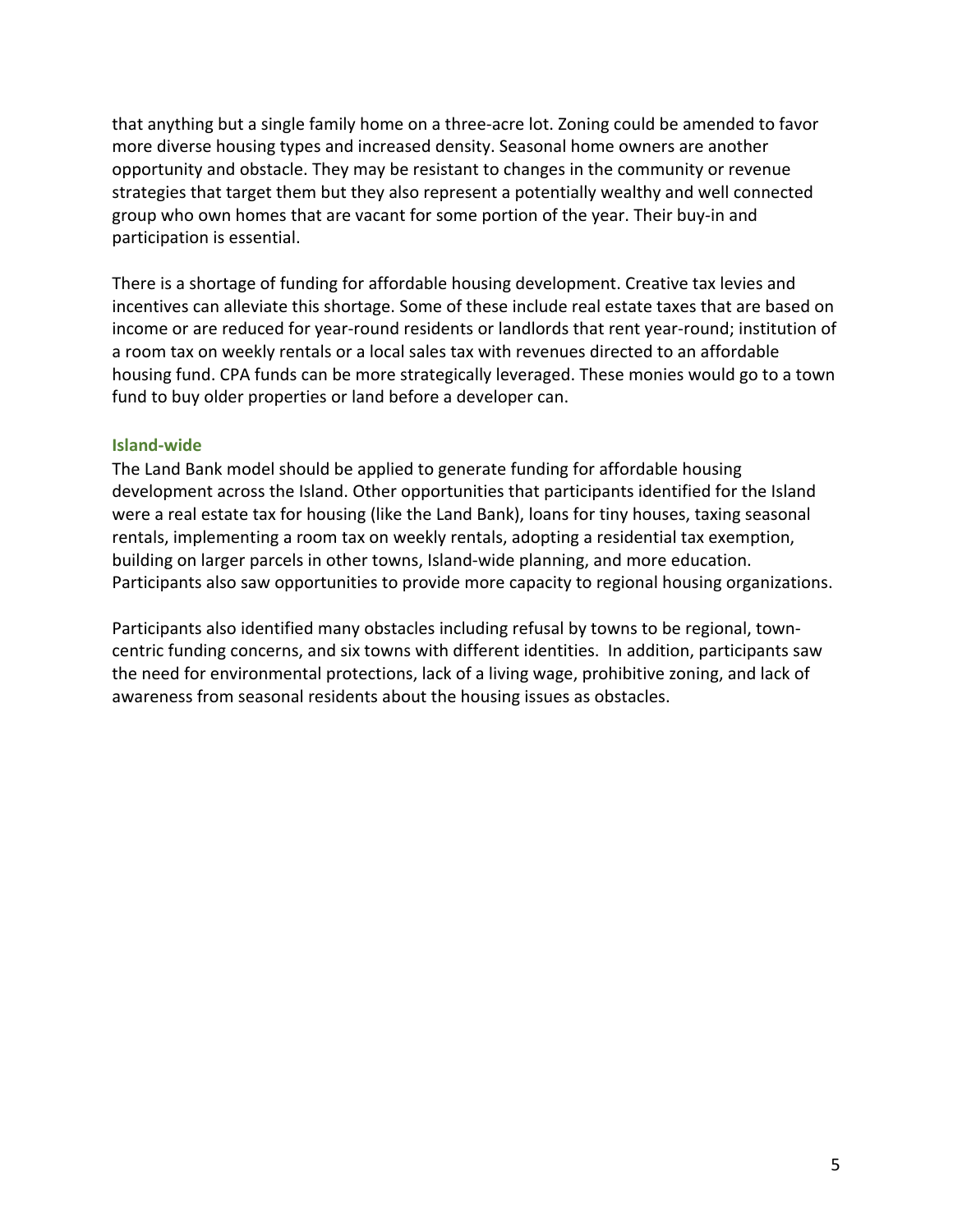that anything but a single family home on a three-acre lot. Zoning could be amended to favor more diverse housing types and increased density. Seasonal home owners are another opportunity and obstacle. They may be resistant to changes in the community or revenue strategies that target them but they also represent a potentially wealthy and well connected group who own homes that are vacant for some portion of the year. Their buy-in and participation is essential.

There is a shortage of funding for affordable housing development. Creative tax levies and incentives can alleviate this shortage. Some of these include real estate taxes that are based on income or are reduced for year-round residents or landlords that rent year-round; institution of a room tax on weekly rentals or a local sales tax with revenues directed to an affordable housing fund. CPA funds can be more strategically leveraged. These monies would go to a town fund to buy older properties or land before a developer can.

### Island-wide

The Land Bank model should be applied to generate funding for affordable housing development across the Island. Other opportunities that participants identified for the Island were a real estate tax for housing (like the Land Bank), loans for tiny houses, taxing seasonal rentals, implementing a room tax on weekly rentals, adopting a residential tax exemption, building on larger parcels in other towns, Island-wide planning, and more education. Participants also saw opportunities to provide more capacity to regional housing organizations.

Participants also identified many obstacles including refusal by towns to be regional, town-centric funding concerns, and six towns with different identities. In addition, participants saw the need for environmental protections, lack of a living wage, prohibitive zoning, and lack of awareness from seasonal residents about the housing issues as obstacles.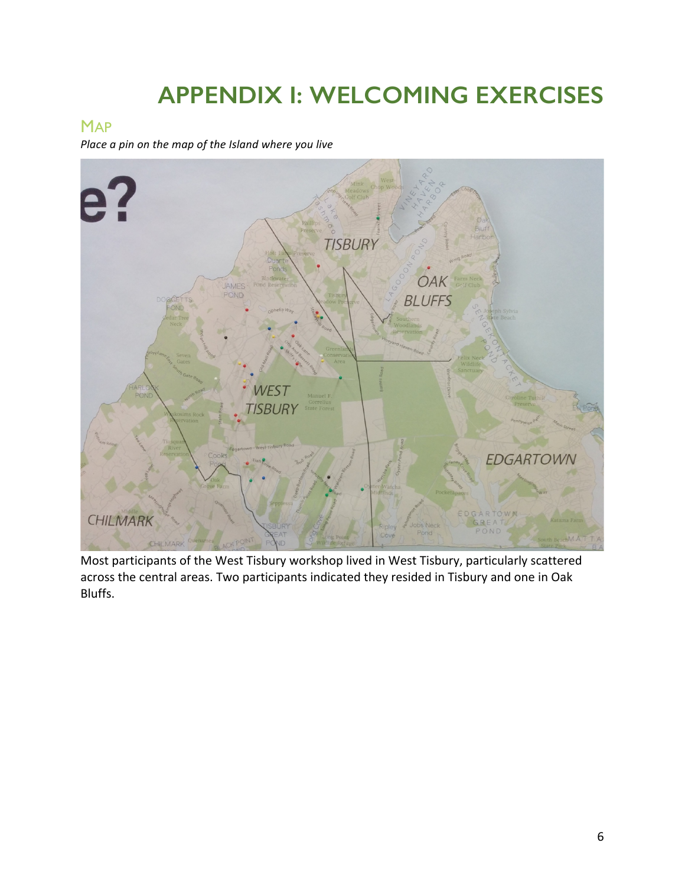# APPENDIX I: WELCOMING EXERCISES

## MAP

*Place a pin on the map of the Island where you live*

Most participants of the West Tisbury workshop lived in West Tisbury, particularly scattered across the central areas. Two participants indicated they resided in Tisbury and one in Oak Bluffs.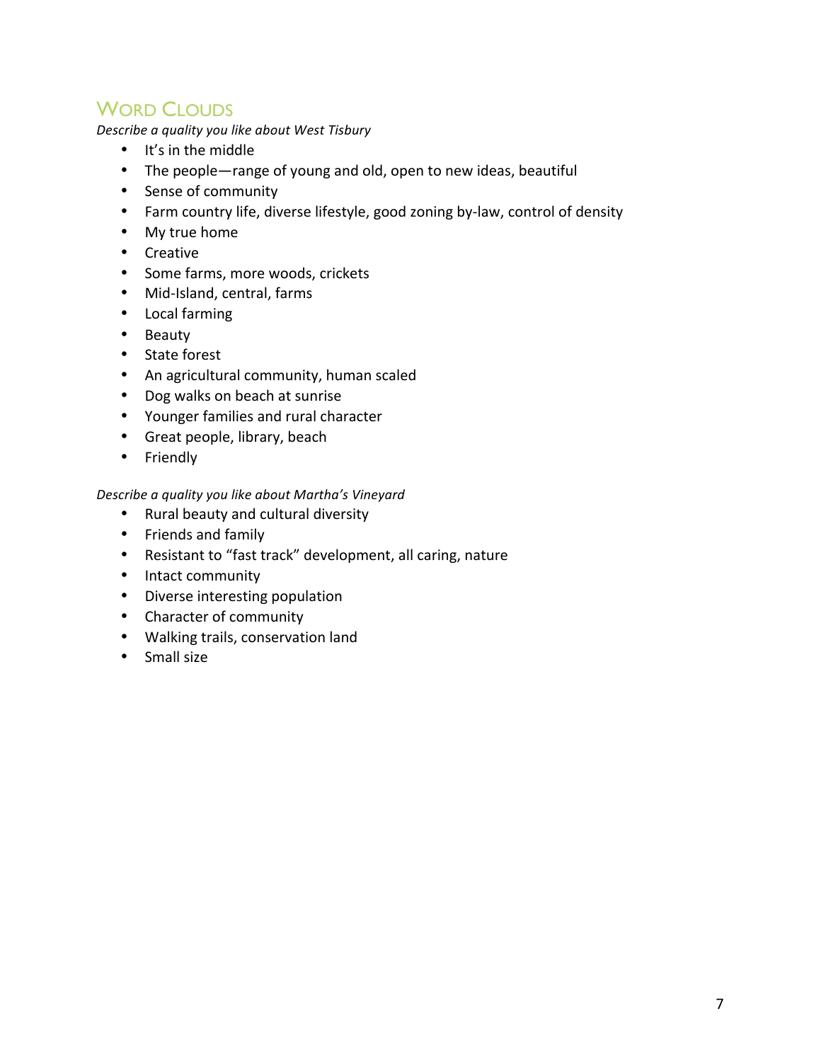## Word Clouds

*Describe a quality you like about West Tisbury*

- It's in the middle
- The people—range of young and old, open to new ideas, beautiful
- Sense of community
- Farm country life, diverse lifestyle, good zoning by-law, control of density
- My true home
- Creative
- Some farms, more woods, crickets
- Mid-Island, central, farms
- Local farming
- Beauty
- State forest
- An agricultural community, human scaled
- Dog walks on beach at sunrise
- Younger families and rural character
- Great people, library, beach
- Friendly

*Describe a quality you like about Martha's Vineyard*

- Rural beauty and cultural diversity
- Friends and family
- Resistant to "fast track" development, all caring, nature
- Intact community
- Diverse interesting population
- Character of community
- Walking trails, conservation land
- Small size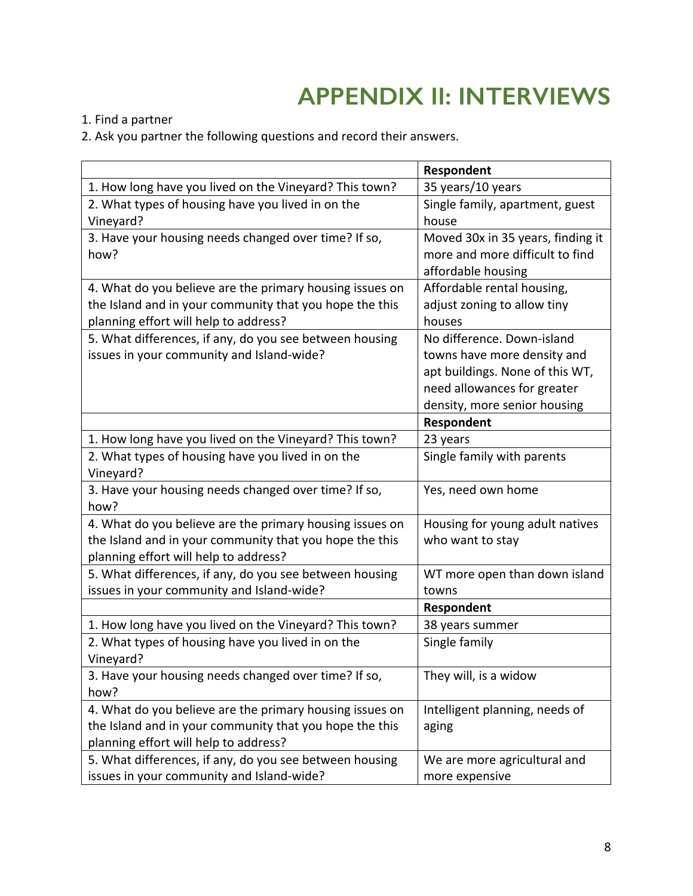# APPENDIX II: INTERVIEWS

1. Find a partner
2. Ask you partner the following questions and record their answers.

| | **Respondent** |
|---|---|
| 1. How long have you lived on the Vineyard? This town? | 35 years/10 years |
| 2. What types of housing have you lived in on the Vineyard? | Single family, apartment, guest house |
| 3. Have your housing needs changed over time? If so, how? | Moved 30x in 35 years, finding it more and more difficult to find affordable housing |
| 4. What do you believe are the primary housing issues on the Island and in your community that you hope the this planning effort will help to address? | Affordable rental housing, adjust zoning to allow tiny houses |
| 5. What differences, if any, do you see between housing issues in your community and Island-wide? | No difference. Down-island towns have more density and apt buildings. None of this WT, need allowances for greater density, more senior housing |
| | **Respondent** |
| 1. How long have you lived on the Vineyard? This town? | 23 years |
| 2. What types of housing have you lived in on the Vineyard? | Single family with parents |
| 3. Have your housing needs changed over time? If so, how? | Yes, need own home |
| 4. What do you believe are the primary housing issues on the Island and in your community that you hope the this planning effort will help to address? | Housing for young adult natives who want to stay |
| 5. What differences, if any, do you see between housing issues in your community and Island-wide? | WT more open than down island towns |
| | **Respondent** |
| 1. How long have you lived on the Vineyard? This town? | 38 years summer |
| 2. What types of housing have you lived in on the Vineyard? | Single family |
| 3. Have your housing needs changed over time? If so, how? | They will, is a widow |
| 4. What do you believe are the primary housing issues on the Island and in your community that you hope the this planning effort will help to address? | Intelligent planning, needs of aging |
| 5. What differences, if any, do you see between housing issues in your community and Island-wide? | We are more agricultural and more expensive |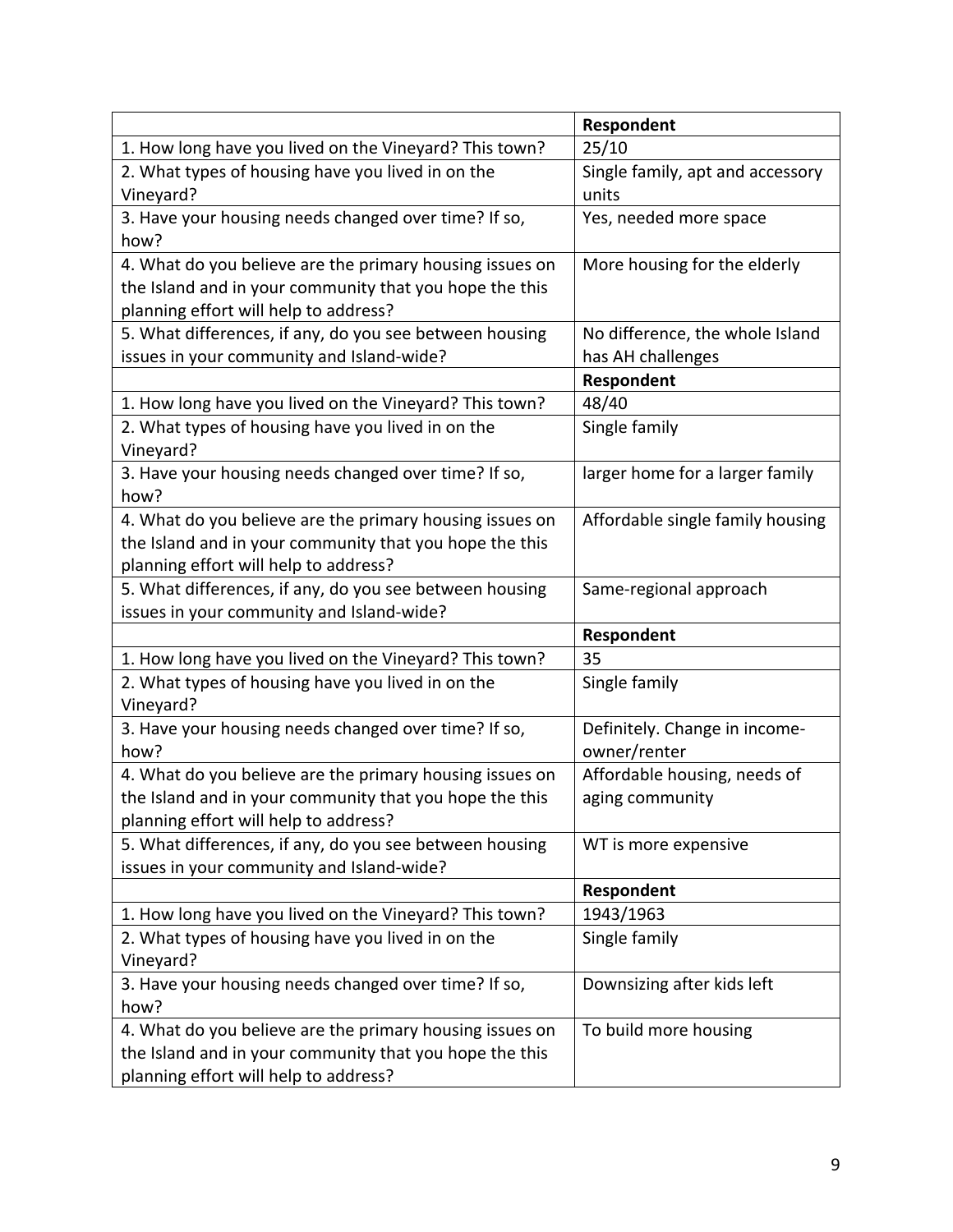| | Respondent |
|---|---|
| 1. How long have you lived on the Vineyard? This town? | 25/10 |
| 2. What types of housing have you lived in on the Vineyard? | Single family, apt and accessory units |
| 3. Have your housing needs changed over time? If so, how? | Yes, needed more space |
| 4. What do you believe are the primary housing issues on the Island and in your community that you hope the this planning effort will help to address? | More housing for the elderly |
| 5. What differences, if any, do you see between housing issues in your community and Island-wide? | No difference, the whole Island has AH challenges |
| | **Respondent** |
| 1. How long have you lived on the Vineyard? This town? | 48/40 |
| 2. What types of housing have you lived in on the Vineyard? | Single family |
| 3. Have your housing needs changed over time? If so, how? | larger home for a larger family |
| 4. What do you believe are the primary housing issues on the Island and in your community that you hope the this planning effort will help to address? | Affordable single family housing |
| 5. What differences, if any, do you see between housing issues in your community and Island-wide? | Same-regional approach |
| | **Respondent** |
| 1. How long have you lived on the Vineyard? This town? | 35 |
| 2. What types of housing have you lived in on the Vineyard? | Single family |
| 3. Have your housing needs changed over time? If so, how? | Definitely. Change in income-owner/renter |
| 4. What do you believe are the primary housing issues on the Island and in your community that you hope the this planning effort will help to address? | Affordable housing, needs of aging community |
| 5. What differences, if any, do you see between housing issues in your community and Island-wide? | WT is more expensive |
| | **Respondent** |
| 1. How long have you lived on the Vineyard? This town? | 1943/1963 |
| 2. What types of housing have you lived in on the Vineyard? | Single family |
| 3. Have your housing needs changed over time? If so, how? | Downsizing after kids left |
| 4. What do you believe are the primary housing issues on the Island and in your community that you hope the this planning effort will help to address? | To build more housing |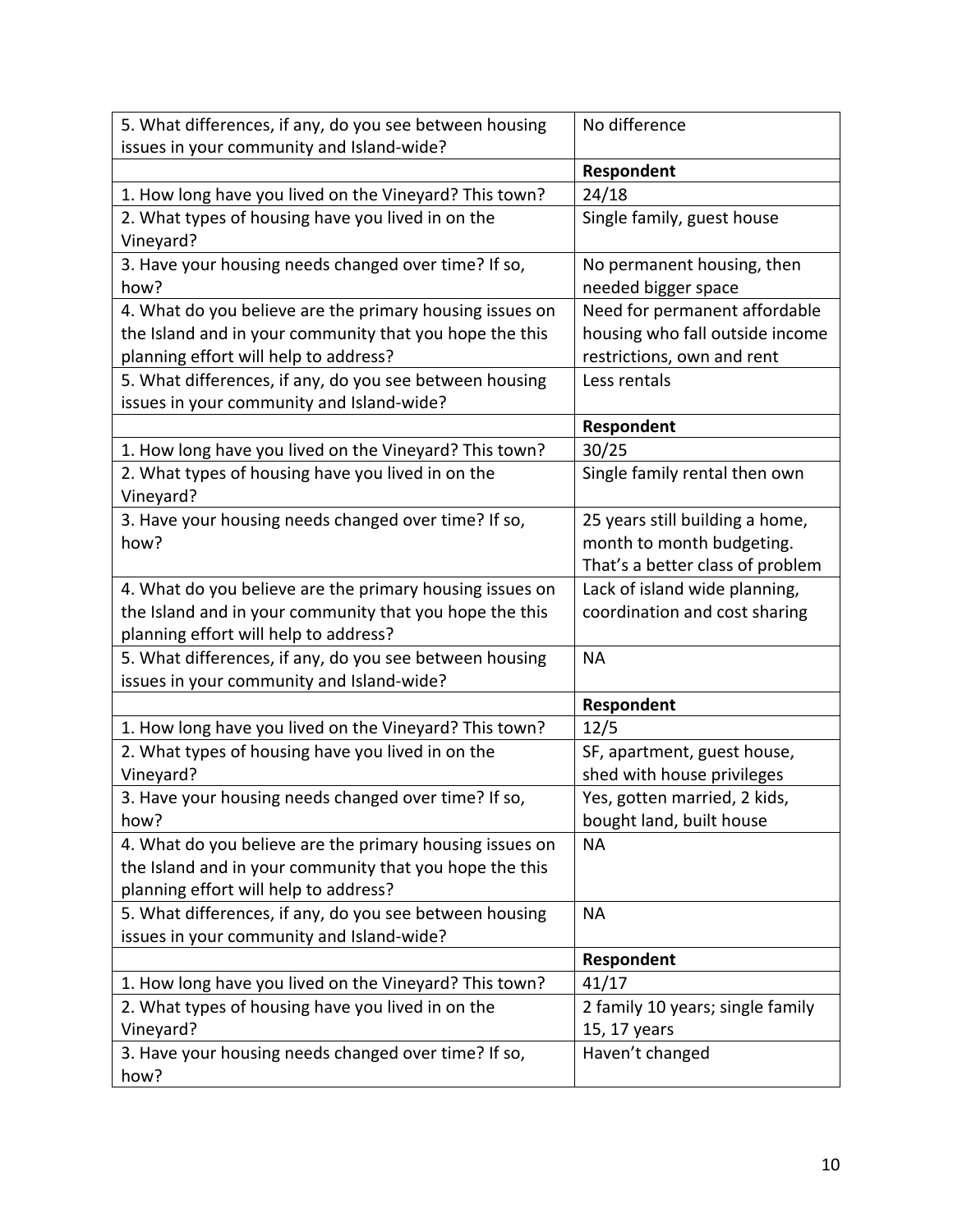| | |
|---|---|
| 5. What differences, if any, do you see between housing issues in your community and Island-wide? | No difference |
| | **Respondent** |
| 1. How long have you lived on the Vineyard? This town? | 24/18 |
| 2. What types of housing have you lived in on the Vineyard? | Single family, guest house |
| 3. Have your housing needs changed over time? If so, how? | No permanent housing, then needed bigger space |
| 4. What do you believe are the primary housing issues on the Island and in your community that you hope the this planning effort will help to address? | Need for permanent affordable housing who fall outside income restrictions, own and rent |
| 5. What differences, if any, do you see between housing issues in your community and Island-wide? | Less rentals |
| | **Respondent** |
| 1. How long have you lived on the Vineyard? This town? | 30/25 |
| 2. What types of housing have you lived in on the Vineyard? | Single family rental then own |
| 3. Have your housing needs changed over time? If so, how? | 25 years still building a home, month to month budgeting. That's a better class of problem |
| 4. What do you believe are the primary housing issues on the Island and in your community that you hope the this planning effort will help to address? | Lack of island wide planning, coordination and cost sharing |
| 5. What differences, if any, do you see between housing issues in your community and Island-wide? | NA |
| | **Respondent** |
| 1. How long have you lived on the Vineyard? This town? | 12/5 |
| 2. What types of housing have you lived in on the Vineyard? | SF, apartment, guest house, shed with house privileges |
| 3. Have your housing needs changed over time? If so, how? | Yes, gotten married, 2 kids, bought land, built house |
| 4. What do you believe are the primary housing issues on the Island and in your community that you hope the this planning effort will help to address? | NA |
| 5. What differences, if any, do you see between housing issues in your community and Island-wide? | NA |
| | **Respondent** |
| 1. How long have you lived on the Vineyard? This town? | 41/17 |
| 2. What types of housing have you lived in on the Vineyard? | 2 family 10 years; single family 15, 17 years |
| 3. Have your housing needs changed over time? If so, how? | Haven't changed |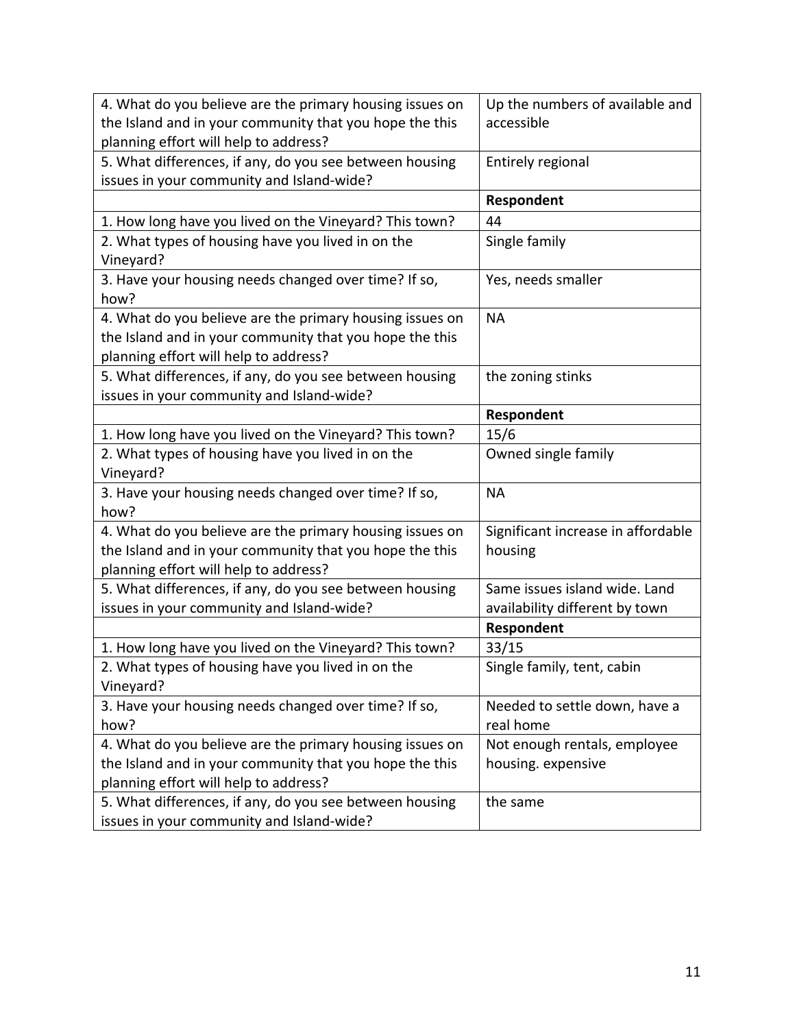| | |
|---|---|
| 4. What do you believe are the primary housing issues on the Island and in your community that you hope the this planning effort will help to address? | Up the numbers of available and accessible |
| 5. What differences, if any, do you see between housing issues in your community and Island-wide? | Entirely regional |
| | **Respondent** |
| 1. How long have you lived on the Vineyard? This town? | 44 |
| 2. What types of housing have you lived in on the Vineyard? | Single family |
| 3. Have your housing needs changed over time? If so, how? | Yes, needs smaller |
| 4. What do you believe are the primary housing issues on the Island and in your community that you hope the this planning effort will help to address? | NA |
| 5. What differences, if any, do you see between housing issues in your community and Island-wide? | the zoning stinks |
| | **Respondent** |
| 1. How long have you lived on the Vineyard? This town? | 15/6 |
| 2. What types of housing have you lived in on the Vineyard? | Owned single family |
| 3. Have your housing needs changed over time? If so, how? | NA |
| 4. What do you believe are the primary housing issues on the Island and in your community that you hope the this planning effort will help to address? | Significant increase in affordable housing |
| 5. What differences, if any, do you see between housing issues in your community and Island-wide? | Same issues island wide. Land availability different by town |
| | **Respondent** |
| 1. How long have you lived on the Vineyard? This town? | 33/15 |
| 2. What types of housing have you lived in on the Vineyard? | Single family, tent, cabin |
| 3. Have your housing needs changed over time? If so, how? | Needed to settle down, have a real home |
| 4. What do you believe are the primary housing issues on the Island and in your community that you hope the this planning effort will help to address? | Not enough rentals, employee housing. expensive |
| 5. What differences, if any, do you see between housing issues in your community and Island-wide? | the same |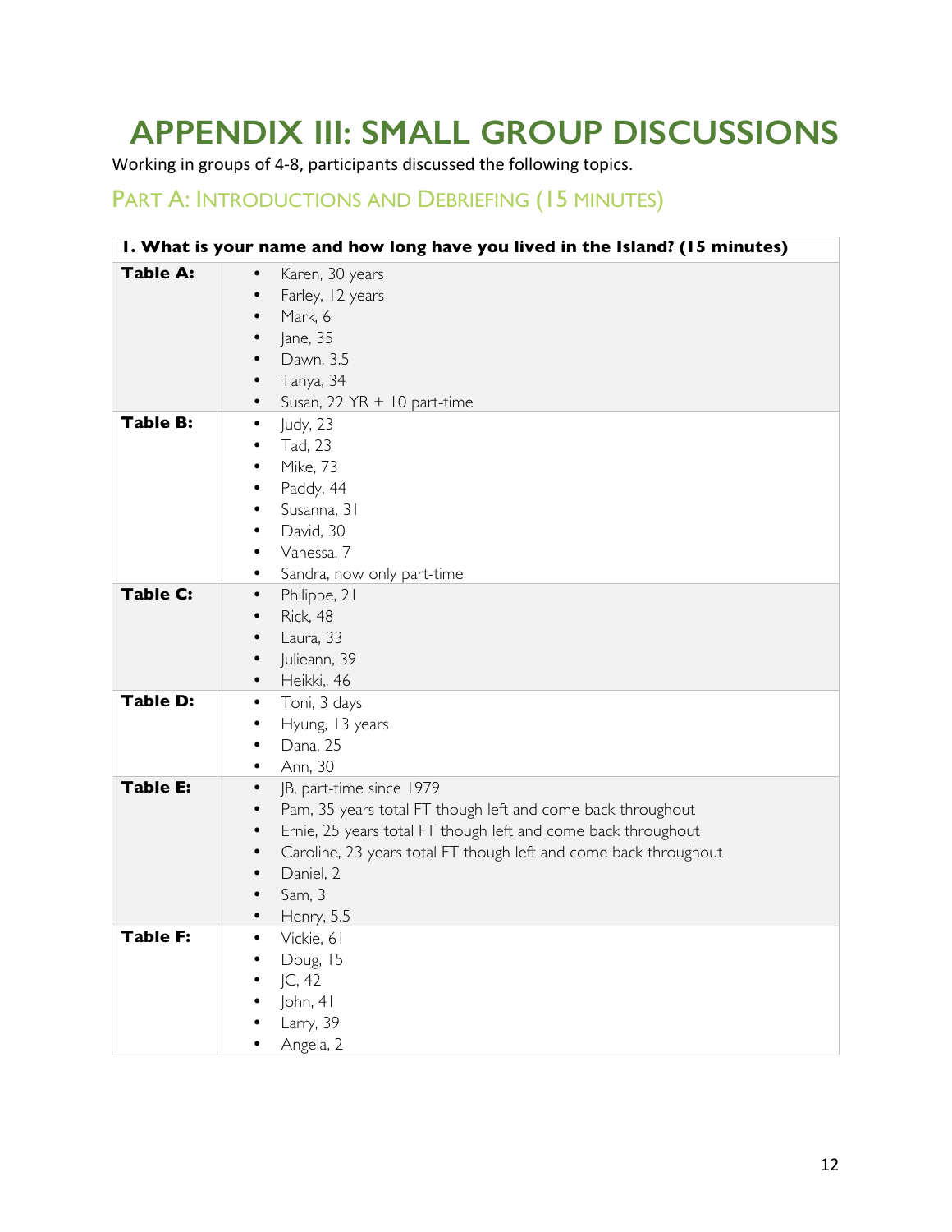# APPENDIX III: SMALL GROUP DISCUSSIONS

Working in groups of 4-8, participants discussed the following topics.

## PART A: INTRODUCTIONS AND DEBRIEFING (15 MINUTES)

| 1. What is your name and how long have you lived in the Island? (15 minutes) | |
|---|---|
| **Table A:** | • Karen, 30 years<br>• Farley, 12 years<br>• Mark, 6<br>• Jane, 35<br>• Dawn, 3.5<br>• Tanya, 34<br>• Susan, 22 YR + 10 part-time |
| **Table B:** | • Judy, 23<br>• Tad, 23<br>• Mike, 73<br>• Paddy, 44<br>• Susanna, 31<br>• David, 30<br>• Vanessa, 7<br>• Sandra, now only part-time |
| **Table C:** | • Philippe, 21<br>• Rick, 48<br>• Laura, 33<br>• Julieann, 39<br>• Heikki,, 46 |
| **Table D:** | • Toni, 3 days<br>• Hyung, 13 years<br>• Dana, 25<br>• Ann, 30 |
| **Table E:** | • JB, part-time since 1979<br>• Pam, 35 years total FT though left and come back throughout<br>• Ernie, 25 years total FT though left and come back throughout<br>• Caroline, 23 years total FT though left and come back throughout<br>• Daniel, 2<br>• Sam, 3<br>• Henry, 5.5 |
| **Table F:** | • Vickie, 61<br>• Doug, 15<br>• JC, 42<br>• John, 41<br>• Larry, 39<br>• Angela, 2 |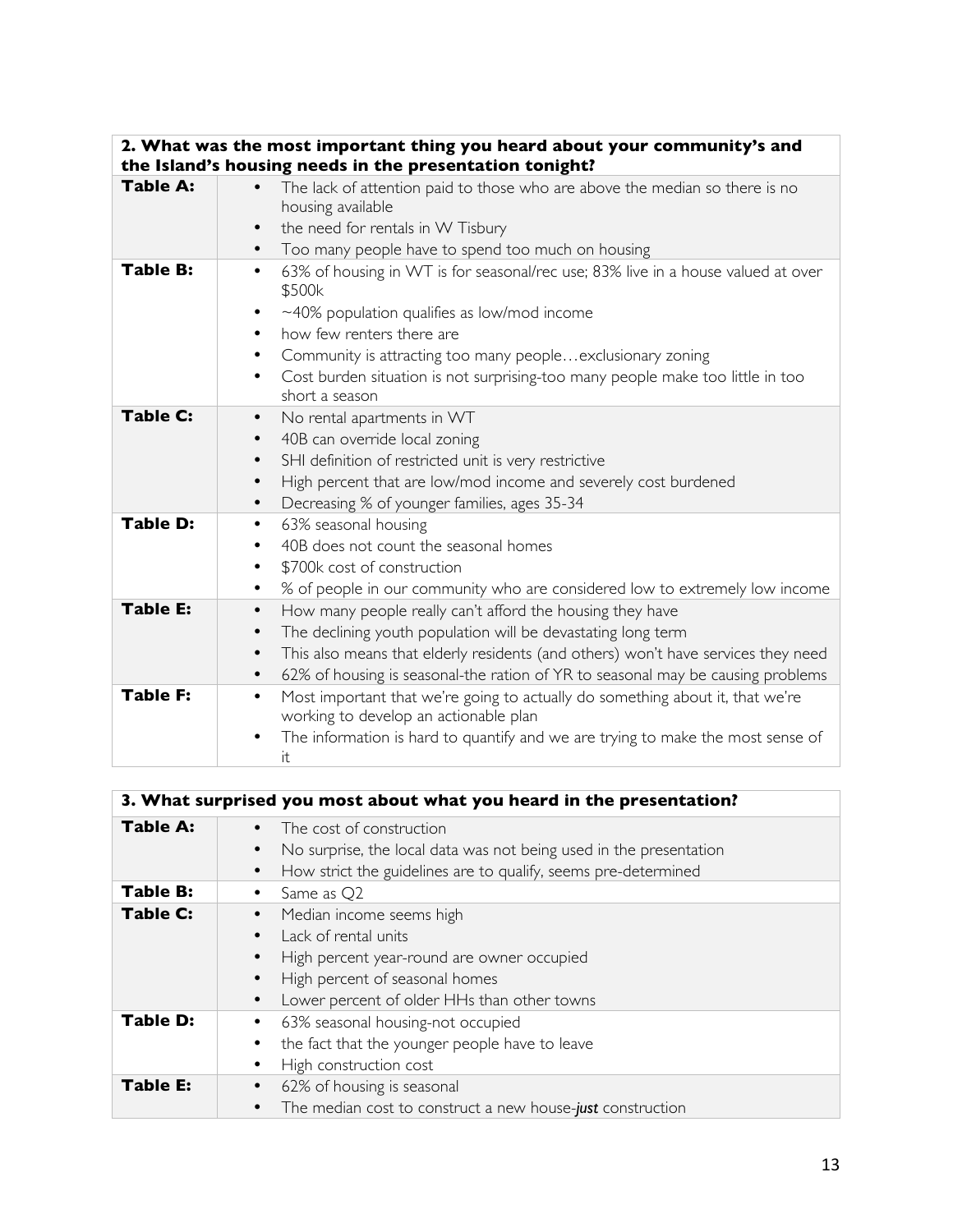| 2. What was the most important thing you heard about your community's and the Island's housing needs in the presentation tonight? | |
|---|---|
| **Table A:** | • The lack of attention paid to those who are above the median so there is no housing available<br>• the need for rentals in W Tisbury<br>• Too many people have to spend too much on housing |
| **Table B:** | • 63% of housing in WT is for seasonal/rec use; 83% live in a house valued at over $500k<br>• ~40% population qualifies as low/mod income<br>• how few renters there are<br>• Community is attracting too many people…exclusionary zoning<br>• Cost burden situation is not surprising-too many people make too little in too short a season |
| **Table C:** | • No rental apartments in WT<br>• 40B can override local zoning<br>• SHI definition of restricted unit is very restrictive<br>• High percent that are low/mod income and severely cost burdened<br>• Decreasing % of younger families, ages 35-34 |
| **Table D:** | • 63% seasonal housing<br>• 40B does not count the seasonal homes<br>• $700k cost of construction<br>• % of people in our community who are considered low to extremely low income |
| **Table E:** | • How many people really can't afford the housing they have<br>• The declining youth population will be devastating long term<br>• This also means that elderly residents (and others) won't have services they need<br>• 62% of housing is seasonal-the ration of YR to seasonal may be causing problems |
| **Table F:** | • Most important that we're going to actually do something about it, that we're working to develop an actionable plan<br>• The information is hard to quantify and we are trying to make the most sense of it |

| 3. What surprised you most about what you heard in the presentation? | |
|---|---|
| **Table A:** | • The cost of construction<br>• No surprise, the local data was not being used in the presentation<br>• How strict the guidelines are to qualify, seems pre-determined |
| **Table B:** | • Same as Q2 |
| **Table C:** | • Median income seems high<br>• Lack of rental units<br>• High percent year-round are owner occupied<br>• High percent of seasonal homes<br>• Lower percent of older HHs than other towns |
| **Table D:** | • 63% seasonal housing-not occupied<br>• the fact that the younger people have to leave<br>• High construction cost |
| **Table E:** | • 62% of housing is seasonal<br>• The median cost to construct a new house-***just*** construction |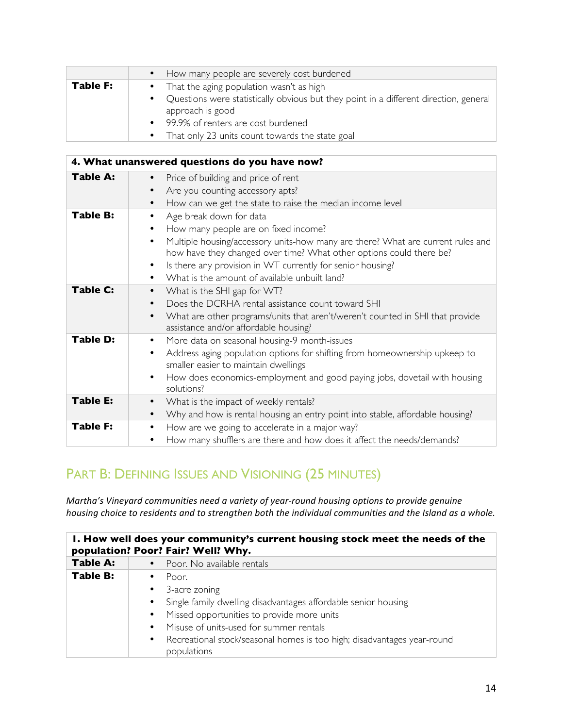| | |
|---|---|
| | • How many people are severely cost burdened |
| **Table F:** | • That the aging population wasn't as high<br>• Questions were statistically obvious but they point in a different direction, general approach is good<br>• 99.9% of renters are cost burdened<br>• That only 23 units count towards the state goal |

| **4. What unanswered questions do you have now?** | |
|---|---|
| **Table A:** | • Price of building and price of rent<br>• Are you counting accessory apts?<br>• How can we get the state to raise the median income level |
| **Table B:** | • Age break down for data<br>• How many people are on fixed income?<br>• Multiple housing/accessory units-how many are there? What are current rules and how have they changed over time? What other options could there be?<br>• Is there any provision in WT currently for senior housing?<br>• What is the amount of available unbuilt land? |
| **Table C:** | • What is the SHI gap for WT?<br>• Does the DCRHA rental assistance count toward SHI<br>• What are other programs/units that aren't/weren't counted in SHI that provide assistance and/or affordable housing? |
| **Table D:** | • More data on seasonal housing-9 month-issues<br>• Address aging population options for shifting from homeownership upkeep to smaller easier to maintain dwellings<br>• How does economics-employment and good paying jobs, dovetail with housing solutions? |
| **Table E:** | • What is the impact of weekly rentals?<br>• Why and how is rental housing an entry point into stable, affordable housing? |
| **Table F:** | • How are we going to accelerate in a major way?<br>• How many shufflers are there and how does it affect the needs/demands? |

## Part B: Defining Issues and Visioning (25 minutes)

*Martha's Vineyard communities need a variety of year-round housing options to provide genuine housing choice to residents and to strengthen both the individual communities and the Island as a whole.*

| **1. How well does your community's current housing stock meet the needs of the population? Poor? Fair? Well? Why.** | |
|---|---|
| **Table A:** | • Poor. No available rentals |
| **Table B:** | • Poor.<br>• 3-acre zoning<br>• Single family dwelling disadvantages affordable senior housing<br>• Missed opportunities to provide more units<br>• Misuse of units-used for summer rentals<br>• Recreational stock/seasonal homes is too high; disadvantages year-round populations |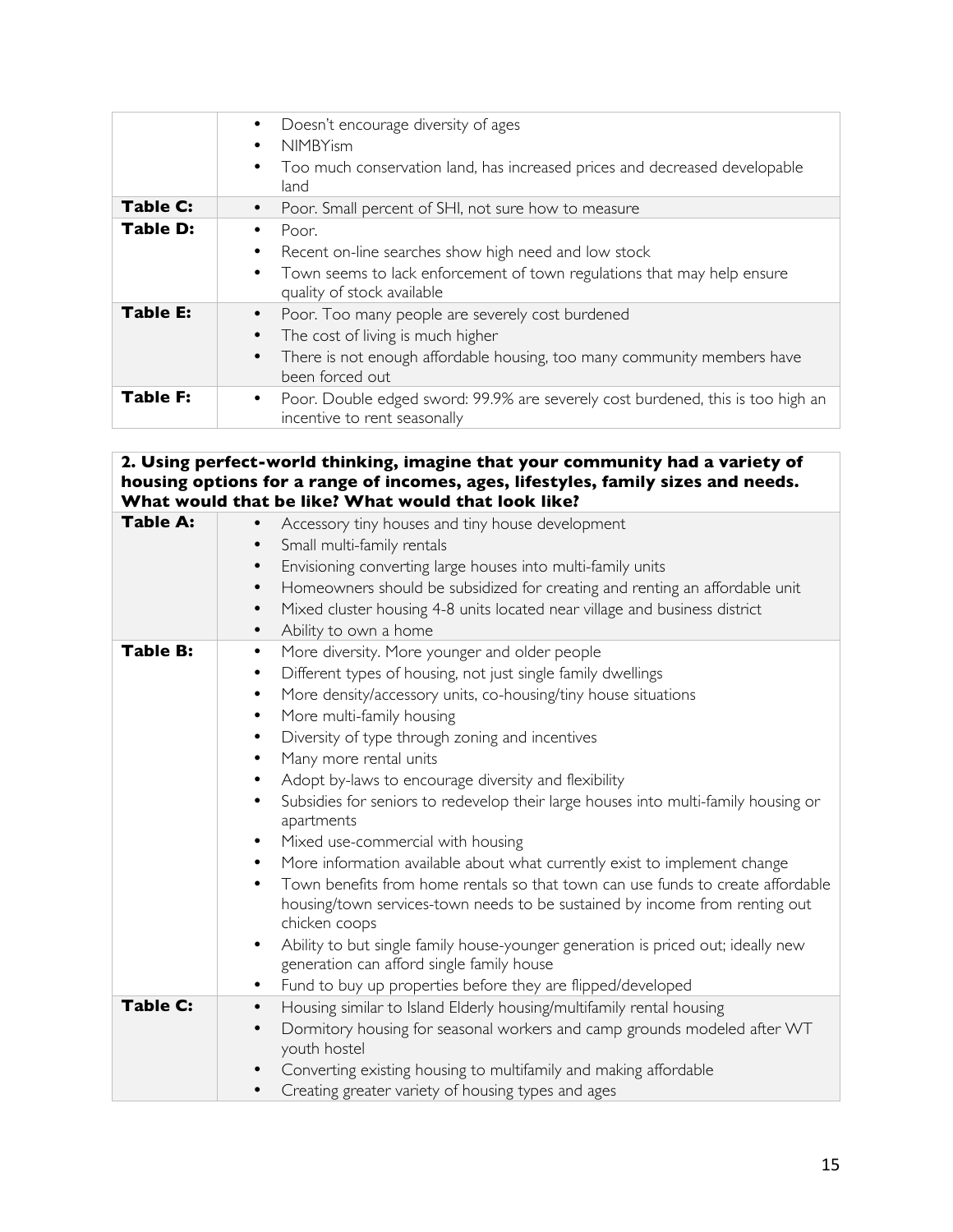| | |
|---|---|
| | • Doesn't encourage diversity of ages<br>• NIMBYism<br>• Too much conservation land, has increased prices and decreased developable land |
| **Table C:** | • Poor. Small percent of SHI, not sure how to measure |
| **Table D:** | • Poor.<br>• Recent on-line searches show high need and low stock<br>• Town seems to lack enforcement of town regulations that may help ensure quality of stock available |
| **Table E:** | • Poor. Too many people are severely cost burdened<br>• The cost of living is much higher<br>• There is not enough affordable housing, too many community members have been forced out |
| **Table F:** | • Poor. Double edged sword: 99.9% are severely cost burdened, this is too high an incentive to rent seasonally |

| **2. Using perfect-world thinking, imagine that your community had a variety of housing options for a range of incomes, ages, lifestyles, family sizes and needs. What would that be like? What would that look like?** | |
|---|---|
| **Table A:** | • Accessory tiny houses and tiny house development<br>• Small multi-family rentals<br>• Envisioning converting large houses into multi-family units<br>• Homeowners should be subsidized for creating and renting an affordable unit<br>• Mixed cluster housing 4-8 units located near village and business district<br>• Ability to own a home |
| **Table B:** | • More diversity. More younger and older people<br>• Different types of housing, not just single family dwellings<br>• More density/accessory units, co-housing/tiny house situations<br>• More multi-family housing<br>• Diversity of type through zoning and incentives<br>• Many more rental units<br>• Adopt by-laws to encourage diversity and flexibility<br>• Subsidies for seniors to redevelop their large houses into multi-family housing or apartments<br>• Mixed use-commercial with housing<br>• More information available about what currently exist to implement change<br>• Town benefits from home rentals so that town can use funds to create affordable housing/town services-town needs to be sustained by income from renting out chicken coops<br>• Ability to but single family house-younger generation is priced out; ideally new generation can afford single family house<br>• Fund to buy up properties before they are flipped/developed |
| **Table C:** | • Housing similar to Island Elderly housing/multifamily rental housing<br>• Dormitory housing for seasonal workers and camp grounds modeled after WT youth hostel<br>• Converting existing housing to multifamily and making affordable<br>• Creating greater variety of housing types and ages |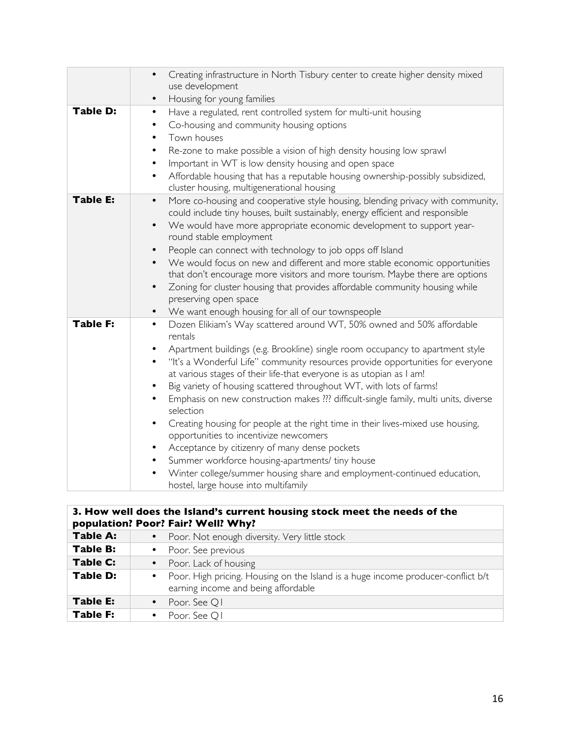| | |
|---|---|
| | • Creating infrastructure in North Tisbury center to create higher density mixed use development<br>• Housing for young families |
| **Table D:** | • Have a regulated, rent controlled system for multi-unit housing<br>• Co-housing and community housing options<br>• Town houses<br>• Re-zone to make possible a vision of high density housing low sprawl<br>• Important in WT is low density housing and open space<br>• Affordable housing that has a reputable housing ownership-possibly subsidized, cluster housing, multigenerational housing |
| **Table E:** | • More co-housing and cooperative style housing, blending privacy with community, could include tiny houses, built sustainably, energy efficient and responsible<br>• We would have more appropriate economic development to support year-round stable employment<br>• People can connect with technology to job opps off Island<br>• We would focus on new and different and more stable economic opportunities that don't encourage more visitors and more tourism. Maybe there are options<br>• Zoning for cluster housing that provides affordable community housing while preserving open space<br>• We want enough housing for all of our townspeople |
| **Table F:** | • Dozen Elikiam's Way scattered around WT, 50% owned and 50% affordable rentals<br>• Apartment buildings (e.g. Brookline) single room occupancy to apartment style<br>• "It's a Wonderful Life" community resources provide opportunities for everyone at various stages of their life-that everyone is as utopian as I am!<br>• Big variety of housing scattered throughout WT, with lots of farms!<br>• Emphasis on new construction makes ??? difficult-single family, multi units, diverse selection<br>• Creating housing for people at the right time in their lives-mixed use housing, opportunities to incentivize newcomers<br>• Acceptance by citizenry of many dense pockets<br>• Summer workforce housing-apartments/ tiny house<br>• Winter college/summer housing share and employment-continued education, hostel, large house into multifamily |

| **3. How well does the Island's current housing stock meet the needs of the population? Poor? Fair? Well? Why?** | |
|---|---|
| **Table A:** | • Poor. Not enough diversity. Very little stock |
| **Table B:** | • Poor. See previous |
| **Table C:** | • Poor. Lack of housing |
| **Table D:** | • Poor. High pricing. Housing on the Island is a huge income producer-conflict b/t earning income and being affordable |
| **Table E:** | • Poor. See Q1 |
| **Table F:** | • Poor. See Q1 |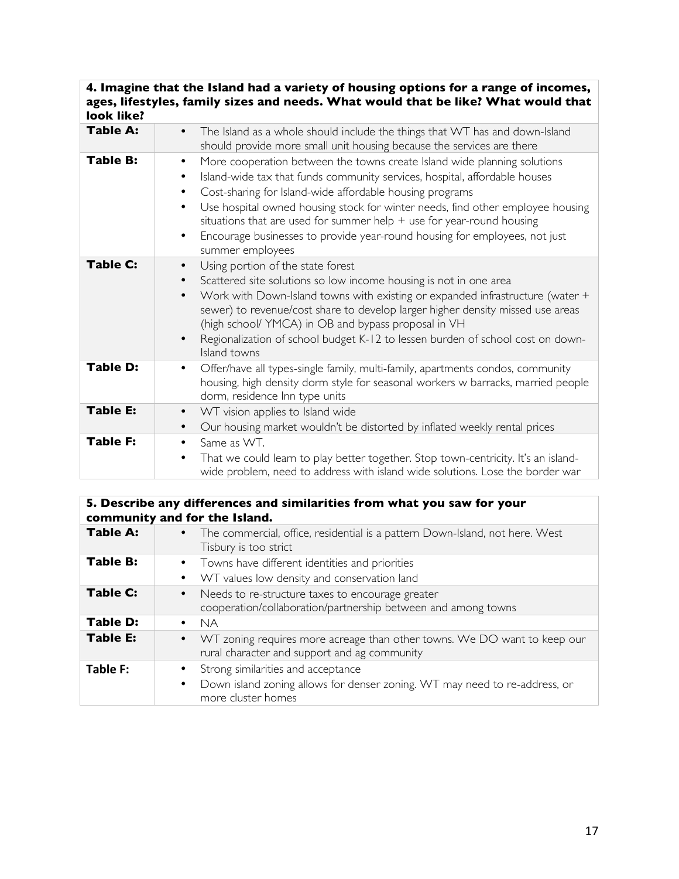| **4. Imagine that the Island had a variety of housing options for a range of incomes, ages, lifestyles, family sizes and needs. What would that be like? What would that look like?** | |
|---|---|
| **Table A:** | • The Island as a whole should include the things that WT has and down-Island should provide more small unit housing because the services are there |
| **Table B:** | • More cooperation between the towns create Island wide planning solutions<br>• Island-wide tax that funds community services, hospital, affordable houses<br>• Cost-sharing for Island-wide affordable housing programs<br>• Use hospital owned housing stock for winter needs, find other employee housing situations that are used for summer help + use for year-round housing<br>• Encourage businesses to provide year-round housing for employees, not just summer employees |
| **Table C:** | • Using portion of the state forest<br>• Scattered site solutions so low income housing is not in one area<br>• Work with Down-Island towns with existing or expanded infrastructure (water + sewer) to revenue/cost share to develop larger higher density missed use areas (high school/ YMCA) in OB and bypass proposal in VH<br>• Regionalization of school budget K-12 to lessen burden of school cost on down-Island towns |
| **Table D:** | • Offer/have all types-single family, multi-family, apartments condos, community housing, high density dorm style for seasonal workers w barracks, married people dorm, residence Inn type units |
| **Table E:** | • WT vision applies to Island wide<br>• Our housing market wouldn't be distorted by inflated weekly rental prices |
| **Table F:** | • Same as WT.<br>• That we could learn to play better together. Stop town-centricity. It's an island-wide problem, need to address with island wide solutions. Lose the border war |

| **5. Describe any differences and similarities from what you saw for your community and for the Island.** | |
|---|---|
| **Table A:** | • The commercial, office, residential is a pattern Down-Island, not here. West Tisbury is too strict |
| **Table B:** | • Towns have different identities and priorities<br>• WT values low density and conservation land |
| **Table C:** | • Needs to re-structure taxes to encourage greater cooperation/collaboration/partnership between and among towns |
| **Table D:** | • NA |
| **Table E:** | • WT zoning requires more acreage than other towns. We DO want to keep our rural character and support and ag community |
| **Table F:** | • Strong similarities and acceptance<br>• Down island zoning allows for denser zoning. WT may need to re-address, or more cluster homes |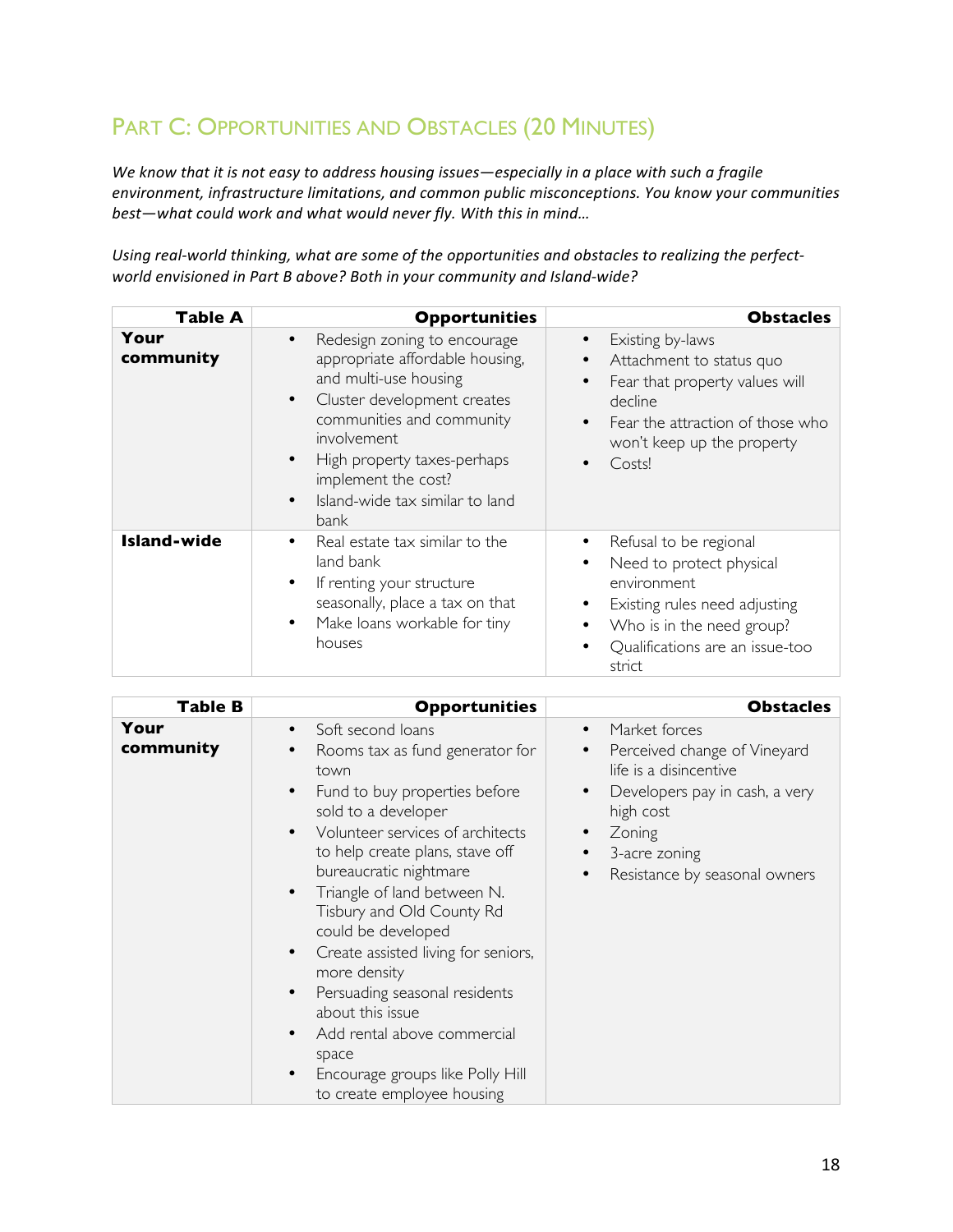## Part C: Opportunities and Obstacles (20 Minutes)

*We know that it is not easy to address housing issues—especially in a place with such a fragile environment, infrastructure limitations, and common public misconceptions. You know your communities best—what could work and what would never fly. With this in mind…*

*Using real-world thinking, what are some of the opportunities and obstacles to realizing the perfect-world envisioned in Part B above? Both in your community and Island-wide?*

| Table A | Opportunities | Obstacles |
|---|---|---|
| **Your community** | • Redesign zoning to encourage appropriate affordable housing, and multi-use housing<br>• Cluster development creates communities and community involvement<br>• High property taxes-perhaps implement the cost?<br>• Island-wide tax similar to land bank | • Existing by-laws<br>• Attachment to status quo<br>• Fear that property values will decline<br>• Fear the attraction of those who won't keep up the property<br>• Costs! |
| **Island-wide** | • Real estate tax similar to the land bank<br>• If renting your structure seasonally, place a tax on that<br>• Make loans workable for tiny houses | • Refusal to be regional<br>• Need to protect physical environment<br>• Existing rules need adjusting<br>• Who is in the need group?<br>• Qualifications are an issue-too strict |

| Table B | Opportunities | Obstacles |
|---|---|---|
| **Your community** | • Soft second loans<br>• Rooms tax as fund generator for town<br>• Fund to buy properties before sold to a developer<br>• Volunteer services of architects to help create plans, stave off bureaucratic nightmare<br>• Triangle of land between N. Tisbury and Old County Rd could be developed<br>• Create assisted living for seniors, more density<br>• Persuading seasonal residents about this issue<br>• Add rental above commercial space<br>• Encourage groups like Polly Hill to create employee housing | • Market forces<br>• Perceived change of Vineyard life is a disincentive<br>• Developers pay in cash, a very high cost<br>• Zoning<br>• 3-acre zoning<br>• Resistance by seasonal owners |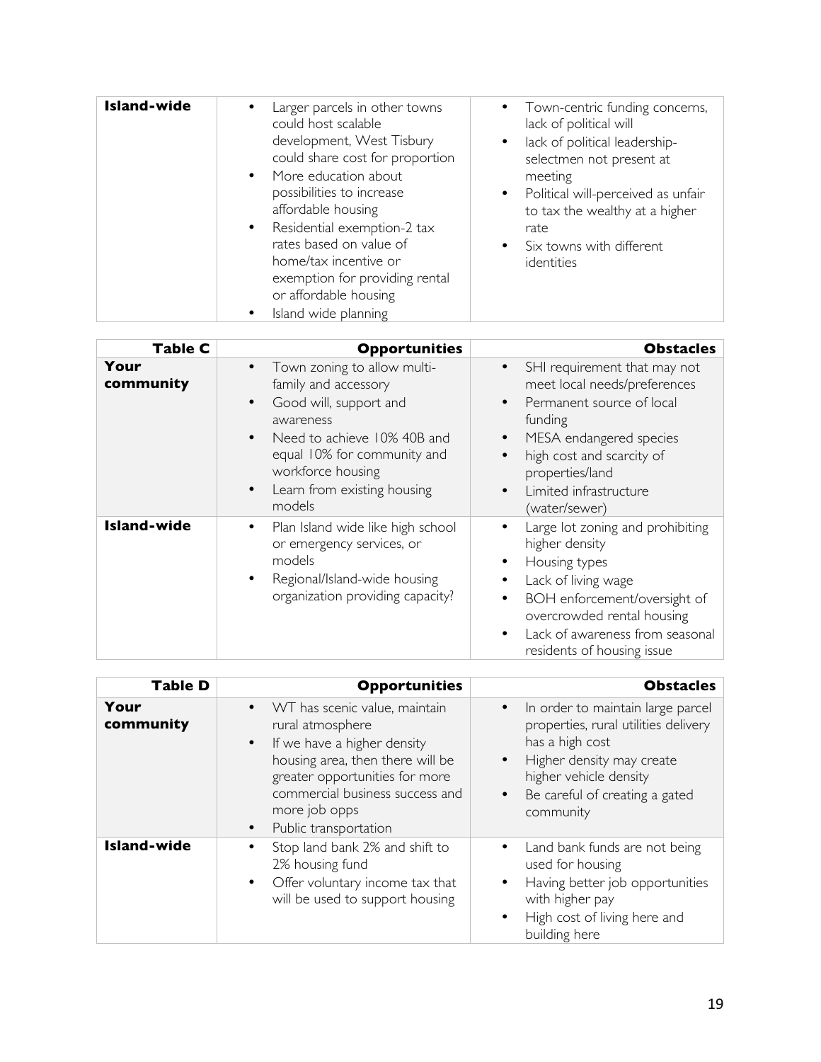| | | |
|---|---|---|
| **Island-wide** | • Larger parcels in other towns could host scalable development, West Tisbury could share cost for proportion<br>• More education about possibilities to increase affordable housing<br>• Residential exemption-2 tax rates based on value of home/tax incentive or exemption for providing rental or affordable housing<br>• Island wide planning | • Town-centric funding concerns, lack of political will<br>• lack of political leadership-selectmen not present at meeting<br>• Political will-perceived as unfair to tax the wealthy at a higher rate<br>• Six towns with different identities |

| **Table C** | **Opportunities** | **Obstacles** |
|---|---|---|
| **Your community** | • Town zoning to allow multi-family and accessory<br>• Good will, support and awareness<br>• Need to achieve 10% 40B and equal 10% for community and workforce housing<br>• Learn from existing housing models | • SHI requirement that may not meet local needs/preferences<br>• Permanent source of local funding<br>• MESA endangered species<br>• high cost and scarcity of properties/land<br>• Limited infrastructure (water/sewer) |
| **Island-wide** | • Plan Island wide like high school or emergency services, or models<br>• Regional/Island-wide housing organization providing capacity? | • Large lot zoning and prohibiting higher density<br>• Housing types<br>• Lack of living wage<br>• BOH enforcement/oversight of overcrowded rental housing<br>• Lack of awareness from seasonal residents of housing issue |

| **Table D** | **Opportunities** | **Obstacles** |
|---|---|---|
| **Your community** | • WT has scenic value, maintain rural atmosphere<br>• If we have a higher density housing area, then there will be greater opportunities for more commercial business success and more job opps<br>• Public transportation | • In order to maintain large parcel properties, rural utilities delivery has a high cost<br>• Higher density may create higher vehicle density<br>• Be careful of creating a gated community |
| **Island-wide** | • Stop land bank 2% and shift to 2% housing fund<br>• Offer voluntary income tax that will be used to support housing | • Land bank funds are not being used for housing<br>• Having better job opportunities with higher pay<br>• High cost of living here and building here |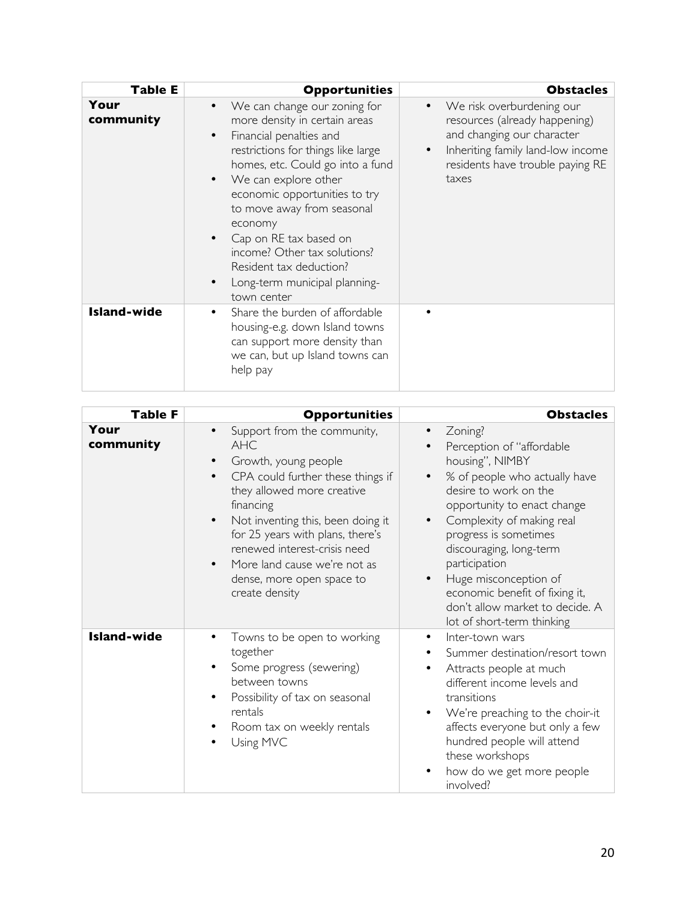| Table E | Opportunities | Obstacles |
|---|---|---|
| **Your community** | • We can change our zoning for more density in certain areas<br>• Financial penalties and restrictions for things like large homes, etc. Could go into a fund<br>• We can explore other economic opportunities to try to move away from seasonal economy<br>• Cap on RE tax based on income? Other tax solutions? Resident tax deduction?<br>• Long-term municipal planning-town center | • We risk overburdening our resources (already happening) and changing our character<br>• Inheriting family land-low income residents have trouble paying RE taxes |
| **Island-wide** | • Share the burden of affordable housing-e.g. down Island towns can support more density than we can, but up Island towns can help pay | • |

| Table F | Opportunities | Obstacles |
|---|---|---|
| **Your community** | • Support from the community, AHC<br>• Growth, young people<br>• CPA could further these things if they allowed more creative financing<br>• Not inventing this, been doing it for 25 years with plans, there's renewed interest-crisis need<br>• More land cause we're not as dense, more open space to create density | • Zoning?<br>• Perception of "affordable housing", NIMBY<br>• % of people who actually have desire to work on the opportunity to enact change<br>• Complexity of making real progress is sometimes discouraging, long-term participation<br>• Huge misconception of economic benefit of fixing it, don't allow market to decide. A lot of short-term thinking |
| **Island-wide** | • Towns to be open to working together<br>• Some progress (sewering) between towns<br>• Possibility of tax on seasonal rentals<br>• Room tax on weekly rentals<br>• Using MVC | • Inter-town wars<br>• Summer destination/resort town<br>• Attracts people at much different income levels and transitions<br>• We're preaching to the choir-it affects everyone but only a few hundred people will attend these workshops<br>• how do we get more people involved? |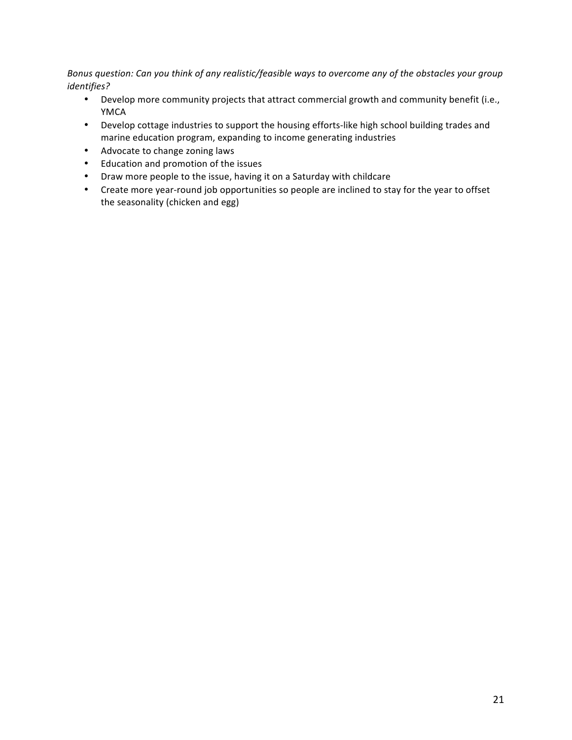*Bonus question: Can you think of any realistic/feasible ways to overcome any of the obstacles your group identifies?*

- Develop more community projects that attract commercial growth and community benefit (i.e., YMCA
- Develop cottage industries to support the housing efforts-like high school building trades and marine education program, expanding to income generating industries
- Advocate to change zoning laws
- Education and promotion of the issues
- Draw more people to the issue, having it on a Saturday with childcare
- Create more year-round job opportunities so people are inclined to stay for the year to offset the seasonality (chicken and egg)